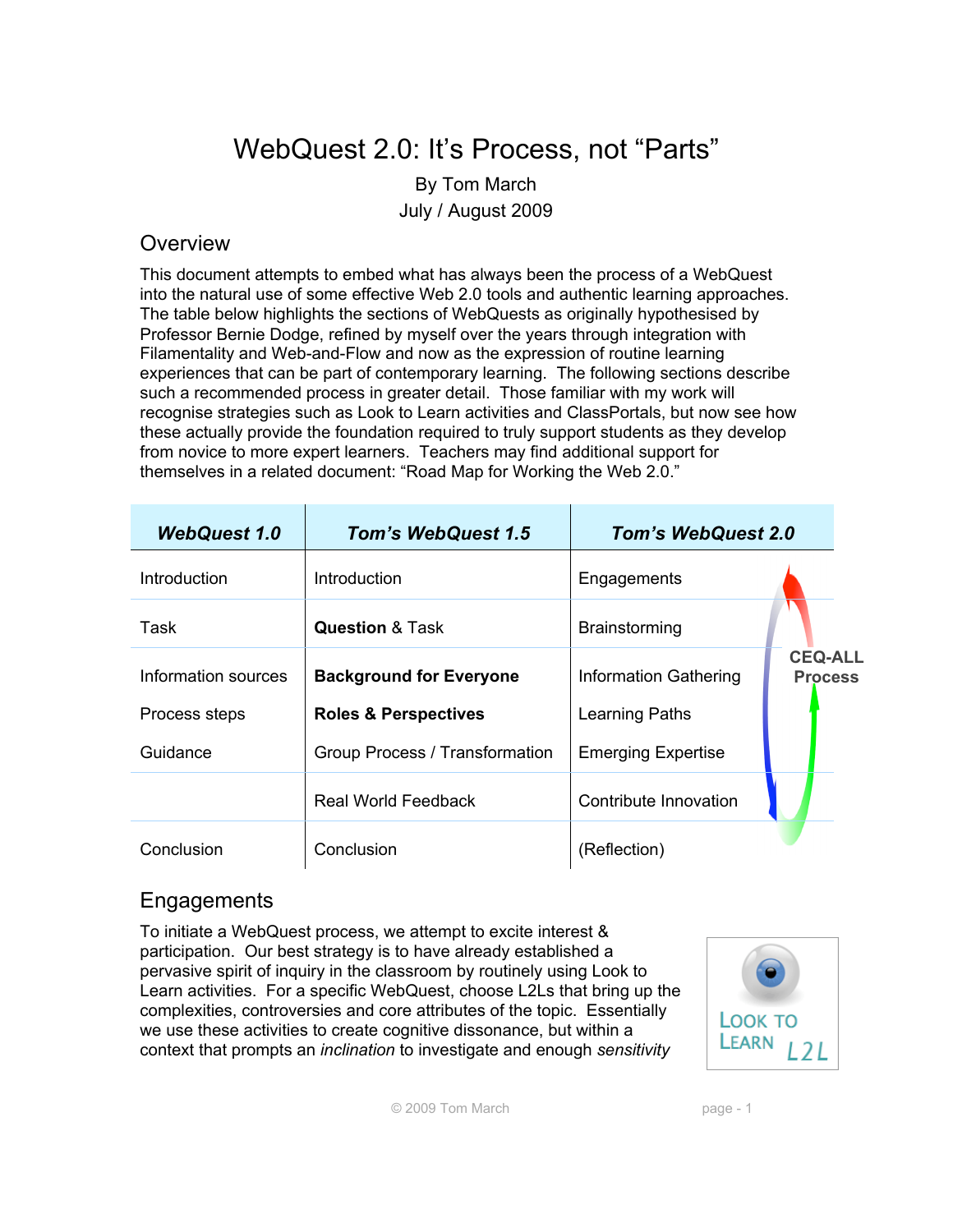# WebQuest 2.0: It's Process, not "Parts"

By Tom March

July / August 2009

## Overview

This document attempts to embed what has always been the process of a WebQuest into the natural use of some effective Web 2.0 tools and authentic learning approaches. The table below highlights the sections of WebQuests as originally hypothesised by Professor Bernie Dodge, refined by myself over the years through integration with Filamentality and Web-and-Flow and now as the expression of routine learning experiences that can be part of contemporary learning. The following sections describe such a recommended process in greater detail. Those familiar with my work will recognise strategies such as Look to Learn activities and ClassPortals, but now see how these actually provide the foundation required to truly support students as they develop from novice to more expert learners. Teachers may find additional support for themselves in a related document: "Road Map for Working the Web 2.0."

| ***WebQuest 1.0*** | ***Tom's WebQuest 1.5*** | ***Tom's WebQuest 2.0*** |
|---|---|---|
| Introduction | Introduction | Engagements |
| Task | **Question** & Task | Brainstorming |
| Information sources | **Background for Everyone** | Information Gathering |
| Process steps | **Roles & Perspectives** | Learning Paths |
| Guidance | Group Process / Transformation | Emerging Expertise |
| | Real World Feedback | Contribute Innovation |
| Conclusion | Conclusion | (Reflection) |

**CEQ-ALL Process**

## Engagements

To initiate a WebQuest process, we attempt to excite interest & participation. Our best strategy is to have already established a pervasive spirit of inquiry in the classroom by routinely using Look to Learn activities. For a specific WebQuest, choose L2Ls that bring up the complexities, controversies and core attributes of the topic. Essentially we use these activities to create cognitive dissonance, but within a context that prompts an *inclination* to investigate and enough *sensitivity*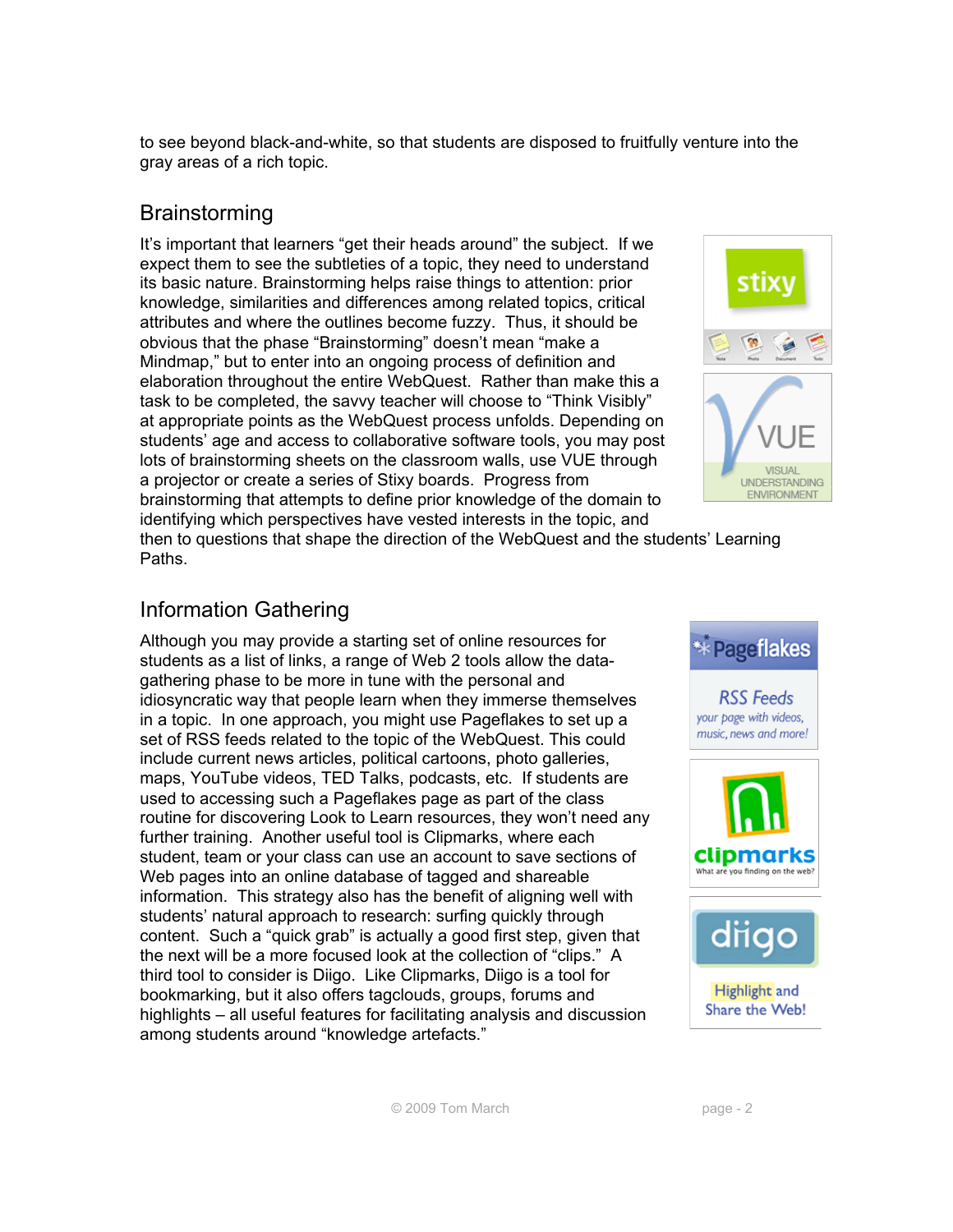to see beyond black-and-white, so that students are disposed to fruitfully venture into the gray areas of a rich topic.

## Brainstorming

It's important that learners "get their heads around" the subject. If we expect them to see the subtleties of a topic, they need to understand its basic nature. Brainstorming helps raise things to attention: prior knowledge, similarities and differences among related topics, critical attributes and where the outlines become fuzzy. Thus, it should be obvious that the phase "Brainstorming" doesn't mean "make a Mindmap," but to enter into an ongoing process of definition and elaboration throughout the entire WebQuest. Rather than make this a task to be completed, the savvy teacher will choose to "Think Visibly" at appropriate points as the WebQuest process unfolds. Depending on students' age and access to collaborative software tools, you may post lots of brainstorming sheets on the classroom walls, use VUE through a projector or create a series of Stixy boards. Progress from brainstorming that attempts to define prior knowledge of the domain to identifying which perspectives have vested interests in the topic, and then to questions that shape the direction of the WebQuest and the students' Learning Paths.

## Information Gathering

Although you may provide a starting set of online resources for students as a list of links, a range of Web 2 tools allow the data-gathering phase to be more in tune with the personal and idiosyncratic way that people learn when they immerse themselves in a topic. In one approach, you might use Pageflakes to set up a set of RSS feeds related to the topic of the WebQuest. This could include current news articles, political cartoons, photo galleries, maps, YouTube videos, TED Talks, podcasts, etc. If students are used to accessing such a Pageflakes page as part of the class routine for discovering Look to Learn resources, they won't need any further training. Another useful tool is Clipmarks, where each student, team or your class can use an account to save sections of Web pages into an online database of tagged and shareable information. This strategy also has the benefit of aligning well with students' natural approach to research: surfing quickly through content. Such a "quick grab" is actually a good first step, given that the next will be a more focused look at the collection of "clips." A third tool to consider is Diigo. Like Clipmarks, Diigo is a tool for bookmarking, but it also offers tagclouds, groups, forums and highlights – all useful features for facilitating analysis and discussion among students around "knowledge artefacts."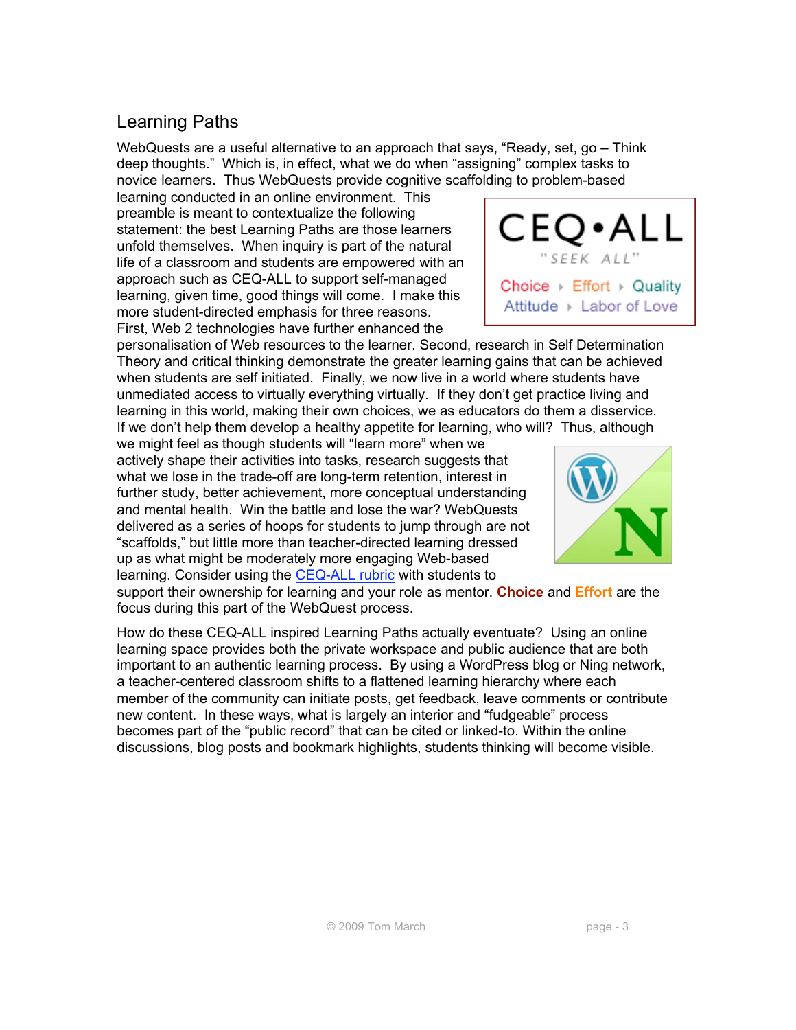## Learning Paths

WebQuests are a useful alternative to an approach that says, "Ready, set, go – Think deep thoughts." Which is, in effect, what we do when "assigning" complex tasks to novice learners. Thus WebQuests provide cognitive scaffolding to problem-based learning conducted in an online environment. This preamble is meant to contextualize the following statement: the best Learning Paths are those learners unfold themselves. When inquiry is part of the natural life of a classroom and students are empowered with an approach such as CEQ-ALL to support self-managed learning, given time, good things will come. I make this more student-directed emphasis for three reasons. First, Web 2 technologies have further enhanced the personalisation of Web resources to the learner. Second, research in Self Determination Theory and critical thinking demonstrate the greater learning gains that can be achieved when students are self initiated. Finally, we now live in a world where students have unmediated access to virtually everything virtually. If they don't get practice living and learning in this world, making their own choices, we as educators do them a disservice. If we don't help them develop a healthy appetite for learning, who will? Thus, although we might feel as though students will "learn more" when we actively shape their activities into tasks, research suggests that what we lose in the trade-off are long-term retention, interest in further study, better achievement, more conceptual understanding and mental health. Win the battle and lose the war? WebQuests delivered as a series of hoops for students to jump through are not "scaffolds," but little more than teacher-directed learning dressed up as what might be moderately more engaging Web-based learning. Consider using the [CEQ-ALL rubric](#) with students to support their ownership for learning and your role as mentor. **Choice** and **Effort** are the focus during this part of the WebQuest process.

How do these CEQ-ALL inspired Learning Paths actually eventuate? Using an online learning space provides both the private workspace and public audience that are both important to an authentic learning process. By using a WordPress blog or Ning network, a teacher-centered classroom shifts to a flattened learning hierarchy where each member of the community can initiate posts, get feedback, leave comments or contribute new content. In these ways, what is largely an interior and "fudgeable" process becomes part of the "public record" that can be cited or linked-to. Within the online discussions, blog posts and bookmark highlights, students thinking will become visible.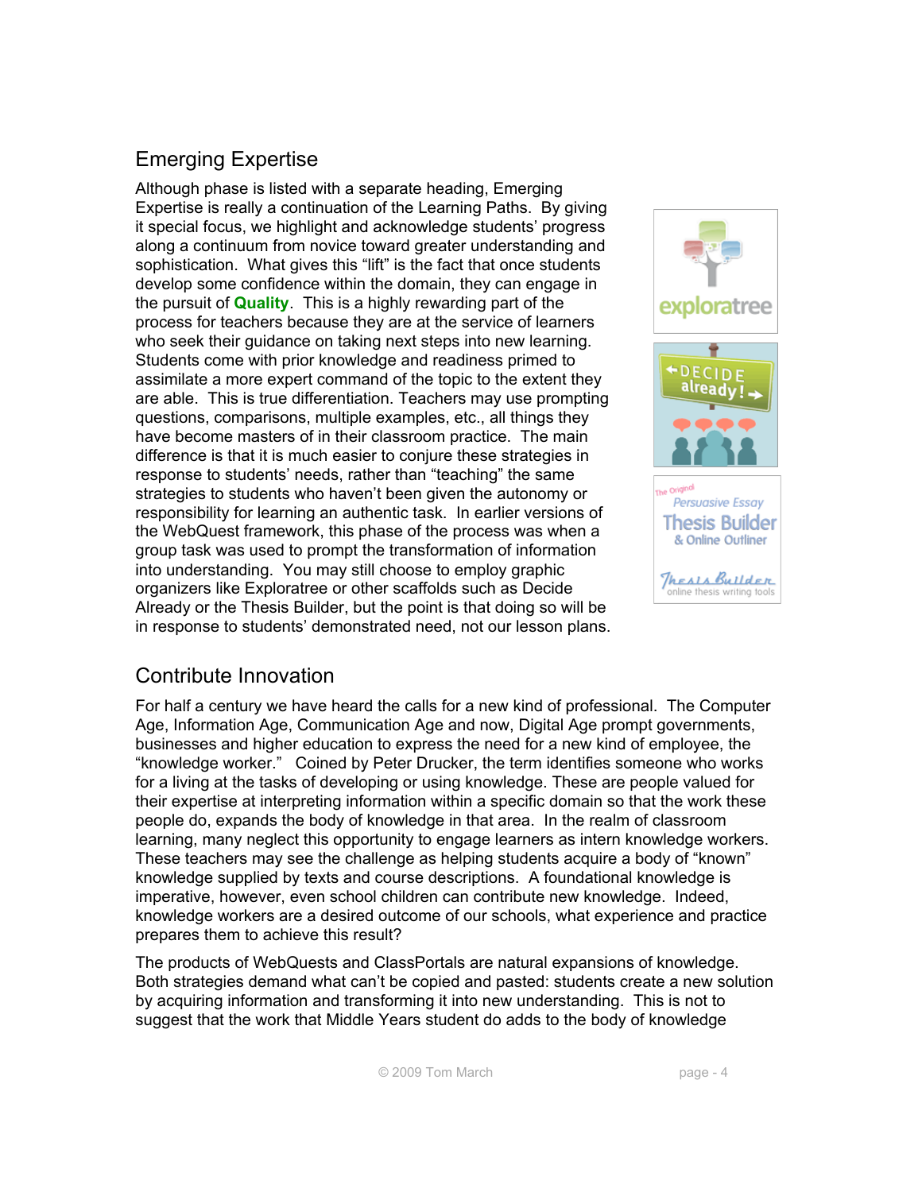## Emerging Expertise

Although phase is listed with a separate heading, Emerging Expertise is really a continuation of the Learning Paths. By giving it special focus, we highlight and acknowledge students' progress along a continuum from novice toward greater understanding and sophistication. What gives this "lift" is the fact that once students develop some confidence within the domain, they can engage in the pursuit of **Quality**. This is a highly rewarding part of the process for teachers because they are at the service of learners who seek their guidance on taking next steps into new learning. Students come with prior knowledge and readiness primed to assimilate a more expert command of the topic to the extent they are able. This is true differentiation. Teachers may use prompting questions, comparisons, multiple examples, etc., all things they have become masters of in their classroom practice. The main difference is that it is much easier to conjure these strategies in response to students' needs, rather than "teaching" the same strategies to students who haven't been given the autonomy or responsibility for learning an authentic task. In earlier versions of the WebQuest framework, this phase of the process was when a group task was used to prompt the transformation of information into understanding. You may still choose to employ graphic organizers like Exploratree or other scaffolds such as Decide Already or the Thesis Builder, but the point is that doing so will be in response to students' demonstrated need, not our lesson plans.

## Contribute Innovation

For half a century we have heard the calls for a new kind of professional. The Computer Age, Information Age, Communication Age and now, Digital Age prompt governments, businesses and higher education to express the need for a new kind of employee, the "knowledge worker." Coined by Peter Drucker, the term identifies someone who works for a living at the tasks of developing or using knowledge. These are people valued for their expertise at interpreting information within a specific domain so that the work these people do, expands the body of knowledge in that area. In the realm of classroom learning, many neglect this opportunity to engage learners as intern knowledge workers. These teachers may see the challenge as helping students acquire a body of "known" knowledge supplied by texts and course descriptions. A foundational knowledge is imperative, however, even school children can contribute new knowledge. Indeed, knowledge workers are a desired outcome of our schools, what experience and practice prepares them to achieve this result?

The products of WebQuests and ClassPortals are natural expansions of knowledge. Both strategies demand what can't be copied and pasted: students create a new solution by acquiring information and transforming it into new understanding. This is not to suggest that the work that Middle Years student do adds to the body of knowledge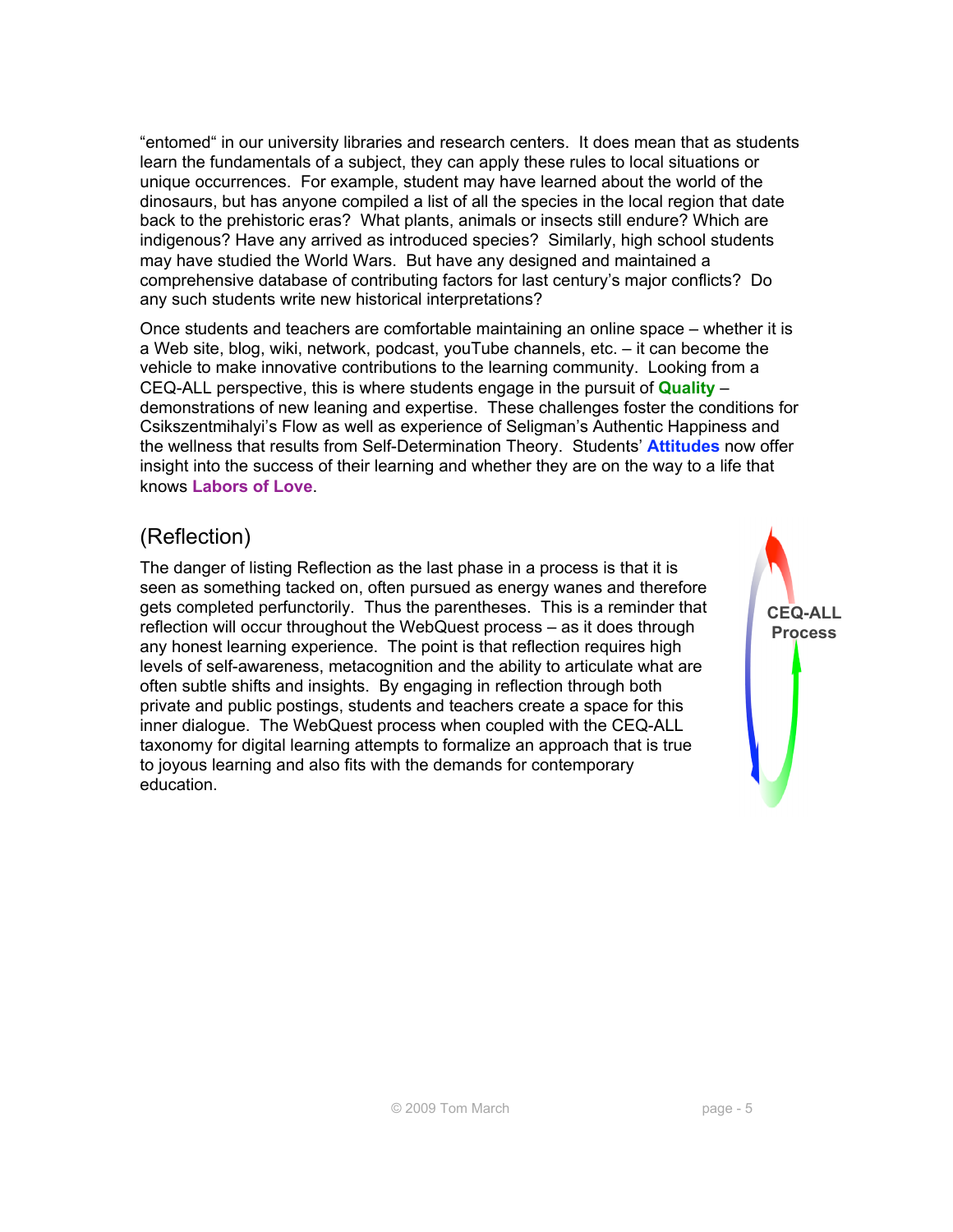"entomed" in our university libraries and research centers. It does mean that as students learn the fundamentals of a subject, they can apply these rules to local situations or unique occurrences. For example, student may have learned about the world of the dinosaurs, but has anyone compiled a list of all the species in the local region that date back to the prehistoric eras? What plants, animals or insects still endure? Which are indigenous? Have any arrived as introduced species? Similarly, high school students may have studied the World Wars. But have any designed and maintained a comprehensive database of contributing factors for last century's major conflicts? Do any such students write new historical interpretations?

Once students and teachers are comfortable maintaining an online space – whether it is a Web site, blog, wiki, network, podcast, youTube channels, etc. – it can become the vehicle to make innovative contributions to the learning community. Looking from a CEQ-ALL perspective, this is where students engage in the pursuit of **Quality** – demonstrations of new leaning and expertise. These challenges foster the conditions for Csikszentmihalyi's Flow as well as experience of Seligman's Authentic Happiness and the wellness that results from Self-Determination Theory. Students' **Attitudes** now offer insight into the success of their learning and whether they are on the way to a life that knows **Labors of Love**.

## (Reflection)

The danger of listing Reflection as the last phase in a process is that it is seen as something tacked on, often pursued as energy wanes and therefore gets completed perfunctorily. Thus the parentheses. This is a reminder that reflection will occur throughout the WebQuest process – as it does through any honest learning experience. The point is that reflection requires high levels of self-awareness, metacognition and the ability to articulate what are often subtle shifts and insights. By engaging in reflection through both private and public postings, students and teachers create a space for this inner dialogue. The WebQuest process when coupled with the CEQ-ALL taxonomy for digital learning attempts to formalize an approach that is true to joyous learning and also fits with the demands for contemporary education.

CEQ-ALL Process